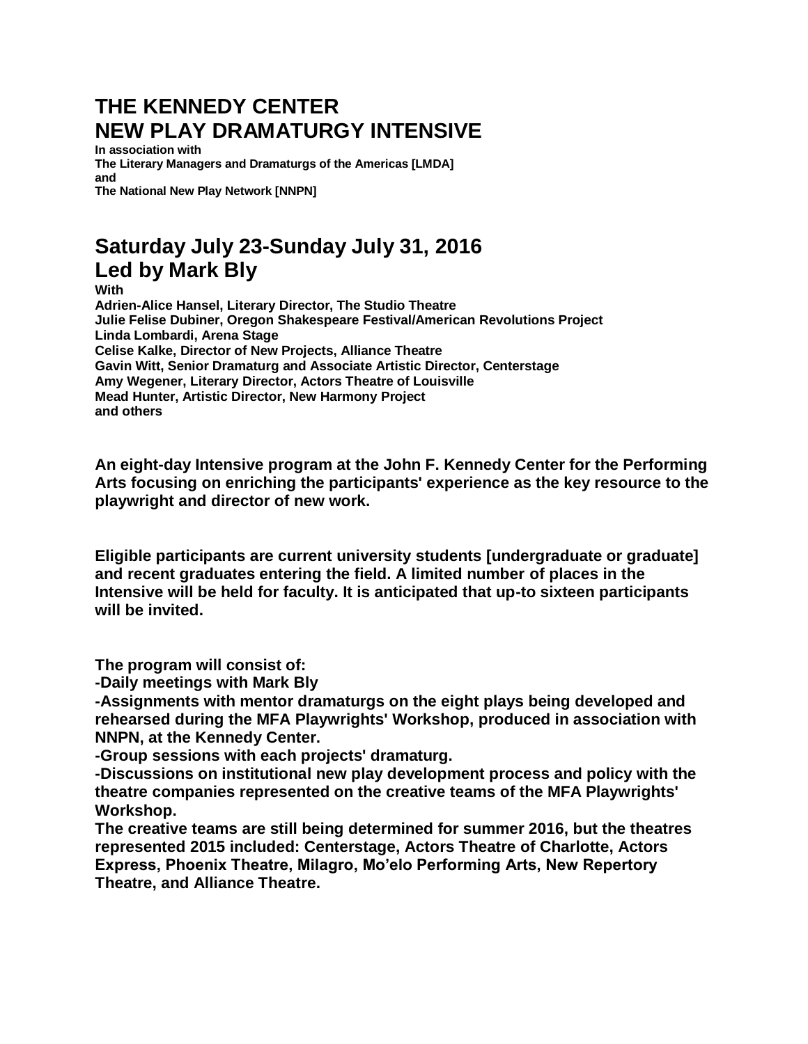# THE KENNEDY CENTER
# NEW PLAY DRAMATURGY INTENSIVE

**In association with**
**The Literary Managers and Dramaturgs of the Americas [LMDA]**
**and**
**The National New Play Network [NNPN]**

## Saturday July 23-Sunday July 31, 2016
## Led by Mark Bly

**With**
**Adrien-Alice Hansel, Literary Director, The Studio Theatre**
**Julie Felise Dubiner, Oregon Shakespeare Festival/American Revolutions Project**
**Linda Lombardi, Arena Stage**
**Celise Kalke, Director of New Projects, Alliance Theatre**
**Gavin Witt, Senior Dramaturg and Associate Artistic Director, Centerstage**
**Amy Wegener, Literary Director, Actors Theatre of Louisville**
**Mead Hunter, Artistic Director, New Harmony Project**
**and others**

**An eight-day Intensive program at the John F. Kennedy Center for the Performing Arts focusing on enriching the participants' experience as the key resource to the playwright and director of new work.**

**Eligible participants are current university students [undergraduate or graduate] and recent graduates entering the field. A limited number of places in the Intensive will be held for faculty. It is anticipated that up-to sixteen participants will be invited.**

**The program will consist of:**
**-Daily meetings with Mark Bly**
**-Assignments with mentor dramaturgs on the eight plays being developed and rehearsed during the MFA Playwrights' Workshop, produced in association with NNPN, at the Kennedy Center.**
**-Group sessions with each projects' dramaturg.**
**-Discussions on institutional new play development process and policy with the theatre companies represented on the creative teams of the MFA Playwrights' Workshop.**
**The creative teams are still being determined for summer 2016, but the theatres represented 2015 included: Centerstage, Actors Theatre of Charlotte, Actors Express, Phoenix Theatre, Milagro, Mo'elo Performing Arts, New Repertory Theatre, and Alliance Theatre.**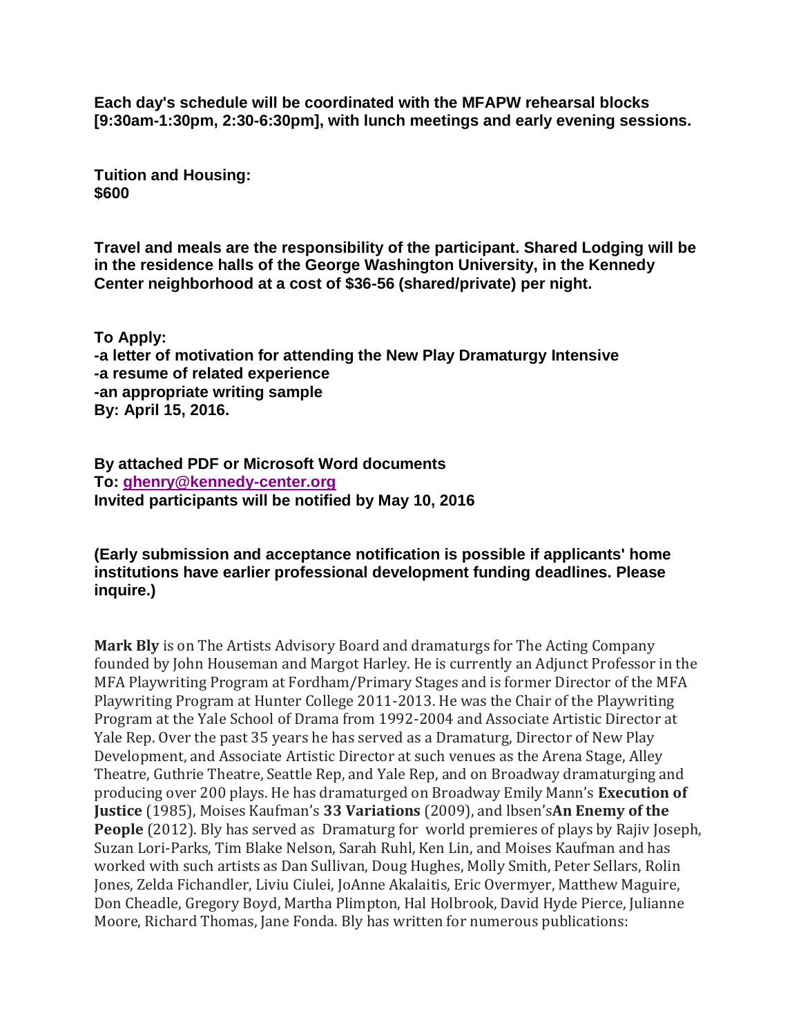**Each day's schedule will be coordinated with the MFAPW rehearsal blocks [9:30am-1:30pm, 2:30-6:30pm], with lunch meetings and early evening sessions.**

**Tuition and Housing:**
**$600**

**Travel and meals are the responsibility of the participant. Shared Lodging will be in the residence halls of the George Washington University, in the Kennedy Center neighborhood at a cost of $36-56 (shared/private) per night.**

**To Apply:**
**-a letter of motivation for attending the New Play Dramaturgy Intensive**
**-a resume of related experience**
**-an appropriate writing sample**
**By: April 15, 2016.**

**By attached PDF or Microsoft Word documents**
**To: ghenry@kennedy-center.org**
**Invited participants will be notified by May 10, 2016**

**(Early submission and acceptance notification is possible if applicants' home institutions have earlier professional development funding deadlines. Please inquire.)**

**Mark Bly** is on The Artists Advisory Board and dramaturgs for The Acting Company founded by John Houseman and Margot Harley. He is currently an Adjunct Professor in the MFA Playwriting Program at Fordham/Primary Stages and is former Director of the MFA Playwriting Program at Hunter College 2011-2013. He was the Chair of the Playwriting Program at the Yale School of Drama from 1992-2004 and Associate Artistic Director at Yale Rep. Over the past 35 years he has served as a Dramaturg, Director of New Play Development, and Associate Artistic Director at such venues as the Arena Stage, Alley Theatre, Guthrie Theatre, Seattle Rep, and Yale Rep, and on Broadway dramaturging and producing over 200 plays. He has dramaturged on Broadway Emily Mann's **Execution of Justice** (1985), Moises Kaufman's **33 Variations** (2009), and lbsen's**An Enemy of the People** (2012). Bly has served as Dramaturg for world premieres of plays by Rajiv Joseph, Suzan Lori-Parks, Tim Blake Nelson, Sarah Ruhl, Ken Lin, and Moises Kaufman and has worked with such artists as Dan Sullivan, Doug Hughes, Molly Smith, Peter Sellars, Rolin Jones, Zelda Fichandler, Liviu Ciulei, JoAnne Akalaitis, Eric Overmyer, Matthew Maguire, Don Cheadle, Gregory Boyd, Martha Plimpton, Hal Holbrook, David Hyde Pierce, Julianne Moore, Richard Thomas, Jane Fonda. Bly has written for numerous publications: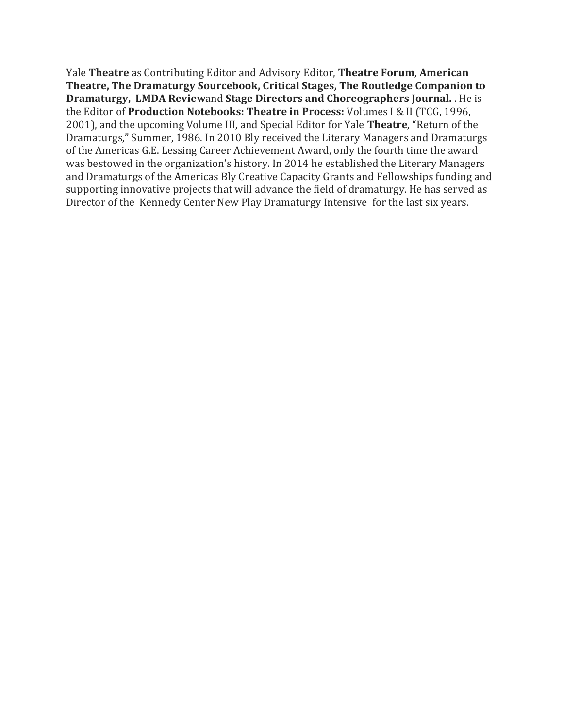Yale **Theatre** as Contributing Editor and Advisory Editor, **Theatre Forum**, **American Theatre, The Dramaturgy Sourcebook, Critical Stages, The Routledge Companion to Dramaturgy, LMDA Review**and **Stage Directors and Choreographers Journal.** . He is the Editor of **Production Notebooks: Theatre in Process:** Volumes I & II (TCG, 1996, 2001), and the upcoming Volume III, and Special Editor for Yale **Theatre**, "Return of the Dramaturgs," Summer, 1986. In 2010 Bly received the Literary Managers and Dramaturgs of the Americas G.E. Lessing Career Achievement Award, only the fourth time the award was bestowed in the organization's history. In 2014 he established the Literary Managers and Dramaturgs of the Americas Bly Creative Capacity Grants and Fellowships funding and supporting innovative projects that will advance the field of dramaturgy. He has served as Director of the Kennedy Center New Play Dramaturgy Intensive for the last six years.